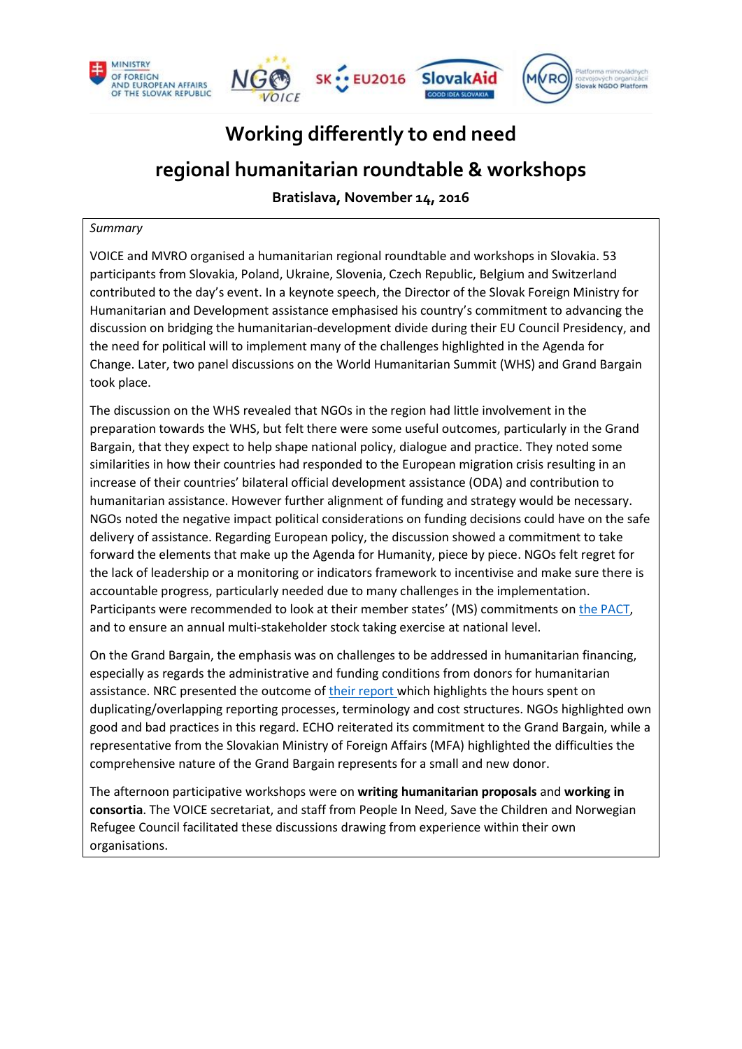# Working differently to end need

# regional humanitarian roundtable & workshops

**Bratislava, November 14, 2016**

*Summary*

VOICE and MVRO organised a humanitarian regional roundtable and workshops in Slovakia. 53 participants from Slovakia, Poland, Ukraine, Slovenia, Czech Republic, Belgium and Switzerland contributed to the day's event. In a keynote speech, the Director of the Slovak Foreign Ministry for Humanitarian and Development assistance emphasised his country's commitment to advancing the discussion on bridging the humanitarian-development divide during their EU Council Presidency, and the need for political will to implement many of the challenges highlighted in the Agenda for Change. Later, two panel discussions on the World Humanitarian Summit (WHS) and Grand Bargain took place.

The discussion on the WHS revealed that NGOs in the region had little involvement in the preparation towards the WHS, but felt there were some useful outcomes, particularly in the Grand Bargain, that they expect to help shape national policy, dialogue and practice. They noted some similarities in how their countries had responded to the European migration crisis resulting in an increase of their countries' bilateral official development assistance (ODA) and contribution to humanitarian assistance. However further alignment of funding and strategy would be necessary. NGOs noted the negative impact political considerations on funding decisions could have on the safe delivery of assistance. Regarding European policy, the discussion showed a commitment to take forward the elements that make up the Agenda for Humanity, piece by piece. NGOs felt regret for the lack of leadership or a monitoring or indicators framework to incentivise and make sure there is accountable progress, particularly needed due to many challenges in the implementation. Participants were recommended to look at their member states' (MS) commitments on the PACT, and to ensure an annual multi-stakeholder stock taking exercise at national level.

On the Grand Bargain, the emphasis was on challenges to be addressed in humanitarian financing, especially as regards the administrative and funding conditions from donors for humanitarian assistance. NRC presented the outcome of their report which highlights the hours spent on duplicating/overlapping reporting processes, terminology and cost structures. NGOs highlighted own good and bad practices in this regard. ECHO reiterated its commitment to the Grand Bargain, while a representative from the Slovakian Ministry of Foreign Affairs (MFA) highlighted the difficulties the comprehensive nature of the Grand Bargain represents for a small and new donor.

The afternoon participative workshops were on **writing humanitarian proposals** and **working in consortia**. The VOICE secretariat, and staff from People In Need, Save the Children and Norwegian Refugee Council facilitated these discussions drawing from experience within their own organisations.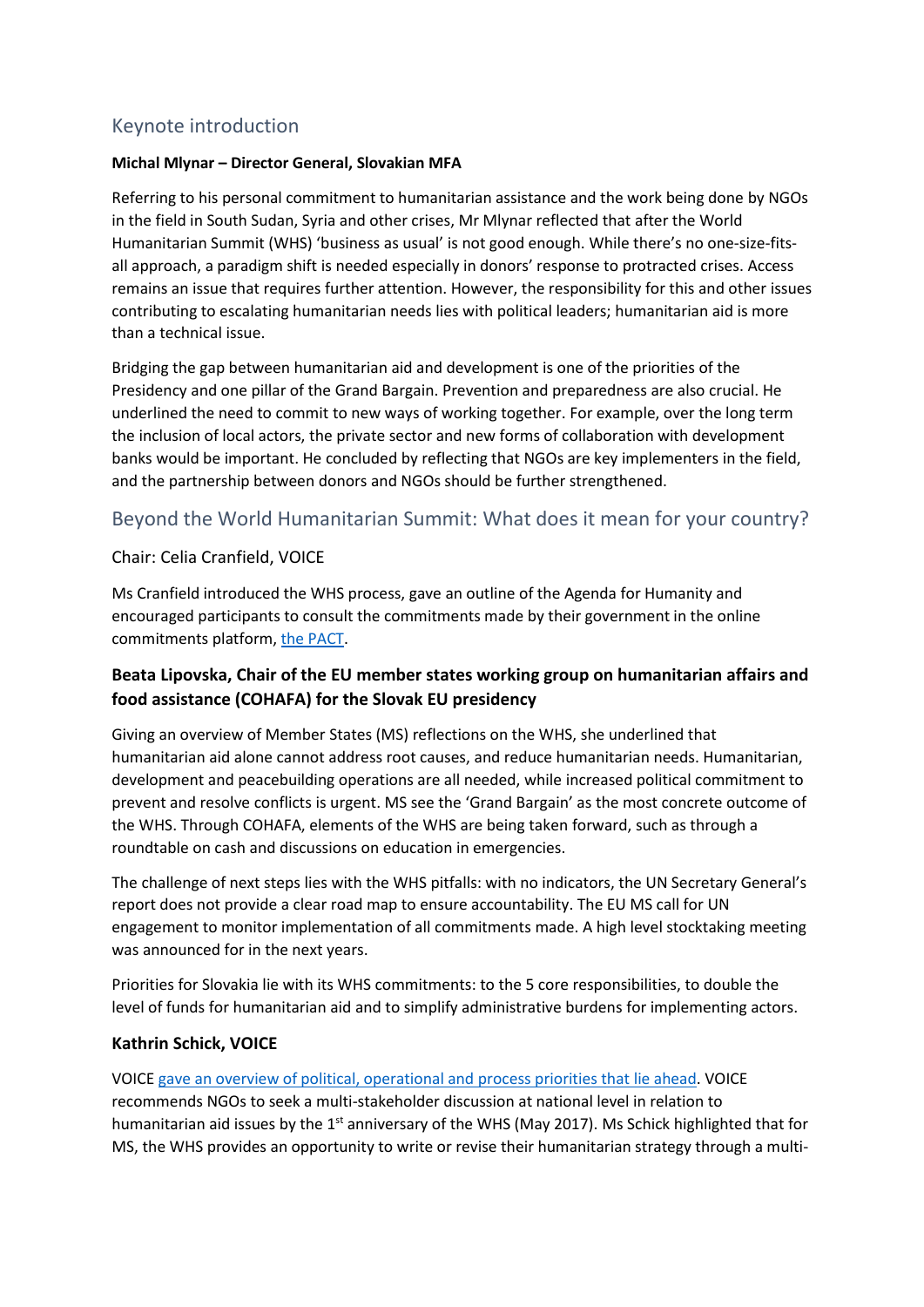## Keynote introduction

**Michal Mlynar – Director General, Slovakian MFA**

Referring to his personal commitment to humanitarian assistance and the work being done by NGOs in the field in South Sudan, Syria and other crises, Mr Mlynar reflected that after the World Humanitarian Summit (WHS) 'business as usual' is not good enough. While there's no one-size-fits-all approach, a paradigm shift is needed especially in donors' response to protracted crises. Access remains an issue that requires further attention. However, the responsibility for this and other issues contributing to escalating humanitarian needs lies with political leaders; humanitarian aid is more than a technical issue.

Bridging the gap between humanitarian aid and development is one of the priorities of the Presidency and one pillar of the Grand Bargain. Prevention and preparedness are also crucial. He underlined the need to commit to new ways of working together. For example, over the long term the inclusion of local actors, the private sector and new forms of collaboration with development banks would be important. He concluded by reflecting that NGOs are key implementers in the field, and the partnership between donors and NGOs should be further strengthened.

## Beyond the World Humanitarian Summit: What does it mean for your country?

### Chair: Celia Cranfield, VOICE

Ms Cranfield introduced the WHS process, gave an outline of the Agenda for Humanity and encouraged participants to consult the commitments made by their government in the online commitments platform, [the PACT](the PACT).

### Beata Lipovska, Chair of the EU member states working group on humanitarian affairs and food assistance (COHAFA) for the Slovak EU presidency

Giving an overview of Member States (MS) reflections on the WHS, she underlined that humanitarian aid alone cannot address root causes, and reduce humanitarian needs. Humanitarian, development and peacebuilding operations are all needed, while increased political commitment to prevent and resolve conflicts is urgent. MS see the 'Grand Bargain' as the most concrete outcome of the WHS. Through COHAFA, elements of the WHS are being taken forward, such as through a roundtable on cash and discussions on education in emergencies.

The challenge of next steps lies with the WHS pitfalls: with no indicators, the UN Secretary General's report does not provide a clear road map to ensure accountability. The EU MS call for UN engagement to monitor implementation of all commitments made. A high level stocktaking meeting was announced for in the next years.

Priorities for Slovakia lie with its WHS commitments: to the 5 core responsibilities, to double the level of funds for humanitarian aid and to simplify administrative burdens for implementing actors.

### Kathrin Schick, VOICE

VOICE [gave an overview of political, operational and process priorities that lie ahead](gave an overview of political, operational and process priorities that lie ahead). VOICE recommends NGOs to seek a multi-stakeholder discussion at national level in relation to humanitarian aid issues by the 1st anniversary of the WHS (May 2017). Ms Schick highlighted that for MS, the WHS provides an opportunity to write or revise their humanitarian strategy through a multi-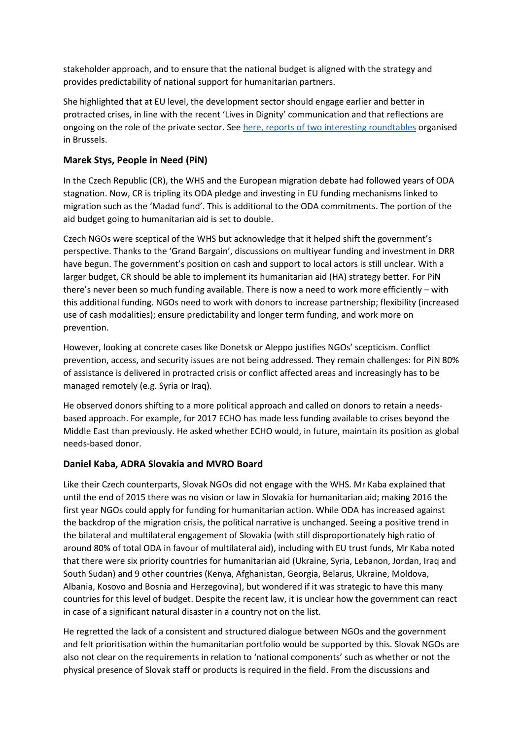stakeholder approach, and to ensure that the national budget is aligned with the strategy and provides predictability of national support for humanitarian partners.

She highlighted that at EU level, the development sector should engage earlier and better in protracted crises, in line with the recent 'Lives in Dignity' communication and that reflections are ongoing on the role of the private sector. See [here, reports of two interesting roundtables]() organised in Brussels.

### Marek Stys, People in Need (PiN)

In the Czech Republic (CR), the WHS and the European migration debate had followed years of ODA stagnation. Now, CR is tripling its ODA pledge and investing in EU funding mechanisms linked to migration such as the 'Madad fund'. This is additional to the ODA commitments. The portion of the aid budget going to humanitarian aid is set to double.

Czech NGOs were sceptical of the WHS but acknowledge that it helped shift the government's perspective. Thanks to the 'Grand Bargain', discussions on multiyear funding and investment in DRR have begun. The government's position on cash and support to local actors is still unclear. With a larger budget, CR should be able to implement its humanitarian aid (HA) strategy better. For PiN there's never been so much funding available. There is now a need to work more efficiently – with this additional funding. NGOs need to work with donors to increase partnership; flexibility (increased use of cash modalities); ensure predictability and longer term funding, and work more on prevention.

However, looking at concrete cases like Donetsk or Aleppo justifies NGOs' scepticism. Conflict prevention, access, and security issues are not being addressed. They remain challenges: for PiN 80% of assistance is delivered in protracted crisis or conflict affected areas and increasingly has to be managed remotely (e.g. Syria or Iraq).

He observed donors shifting to a more political approach and called on donors to retain a needs-based approach. For example, for 2017 ECHO has made less funding available to crises beyond the Middle East than previously. He asked whether ECHO would, in future, maintain its position as global needs-based donor.

### Daniel Kaba, ADRA Slovakia and MVRO Board

Like their Czech counterparts, Slovak NGOs did not engage with the WHS. Mr Kaba explained that until the end of 2015 there was no vision or law in Slovakia for humanitarian aid; making 2016 the first year NGOs could apply for funding for humanitarian action. While ODA has increased against the backdrop of the migration crisis, the political narrative is unchanged. Seeing a positive trend in the bilateral and multilateral engagement of Slovakia (with still disproportionately high ratio of around 80% of total ODA in favour of multilateral aid), including with EU trust funds, Mr Kaba noted that there were six priority countries for humanitarian aid (Ukraine, Syria, Lebanon, Jordan, Iraq and South Sudan) and 9 other countries (Kenya, Afghanistan, Georgia, Belarus, Ukraine, Moldova, Albania, Kosovo and Bosnia and Herzegovina), but wondered if it was strategic to have this many countries for this level of budget. Despite the recent law, it is unclear how the government can react in case of a significant natural disaster in a country not on the list.

He regretted the lack of a consistent and structured dialogue between NGOs and the government and felt prioritisation within the humanitarian portfolio would be supported by this. Slovak NGOs are also not clear on the requirements in relation to 'national components' such as whether or not the physical presence of Slovak staff or products is required in the field. From the discussions and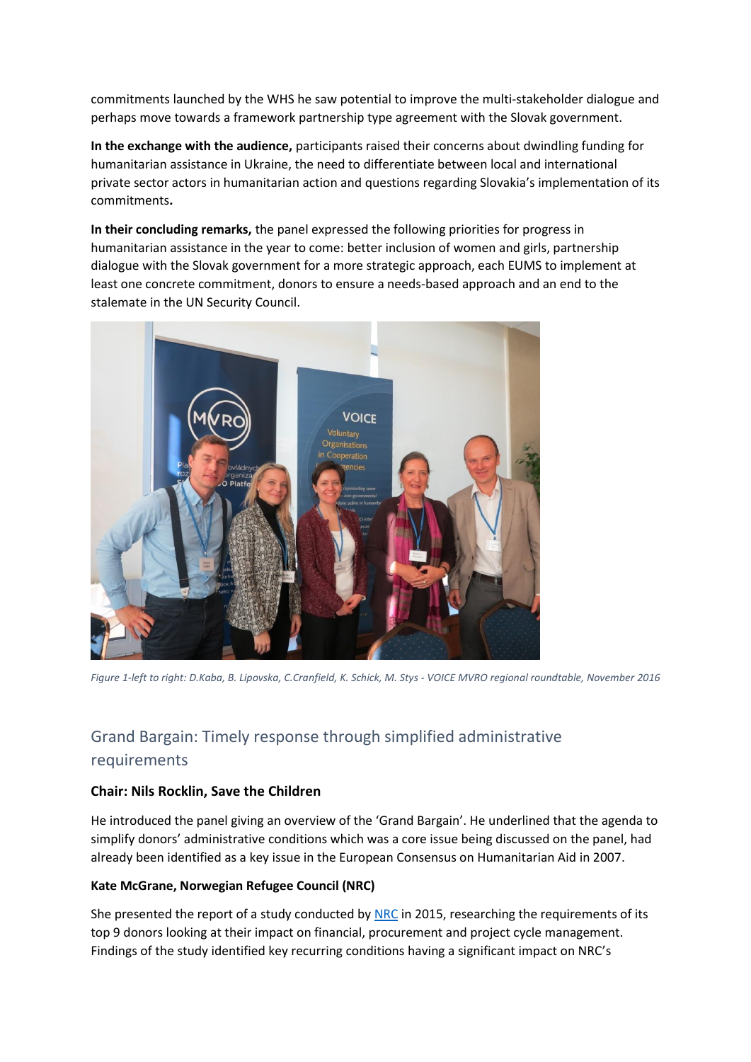commitments launched by the WHS he saw potential to improve the multi-stakeholder dialogue and perhaps move towards a framework partnership type agreement with the Slovak government.

**In the exchange with the audience,** participants raised their concerns about dwindling funding for humanitarian assistance in Ukraine, the need to differentiate between local and international private sector actors in humanitarian action and questions regarding Slovakia's implementation of its commitments**.**

**In their concluding remarks,** the panel expressed the following priorities for progress in humanitarian assistance in the year to come: better inclusion of women and girls, partnership dialogue with the Slovak government for a more strategic approach, each EUMS to implement at least one concrete commitment, donors to ensure a needs-based approach and an end to the stalemate in the UN Security Council.

*Figure 1-left to right: D.Kaba, B. Lipovska, C.Cranfield, K. Schick, M. Stys - VOICE MVRO regional roundtable, November 2016*

## Grand Bargain: Timely response through simplified administrative requirements

**Chair: Nils Rocklin, Save the Children**

He introduced the panel giving an overview of the 'Grand Bargain'. He underlined that the agenda to simplify donors' administrative conditions which was a core issue being discussed on the panel, had already been identified as a key issue in the European Consensus on Humanitarian Aid in 2007.

**Kate McGrane, Norwegian Refugee Council (NRC)**

She presented the report of a study conducted by NRC in 2015, researching the requirements of its top 9 donors looking at their impact on financial, procurement and project cycle management. Findings of the study identified key recurring conditions having a significant impact on NRC's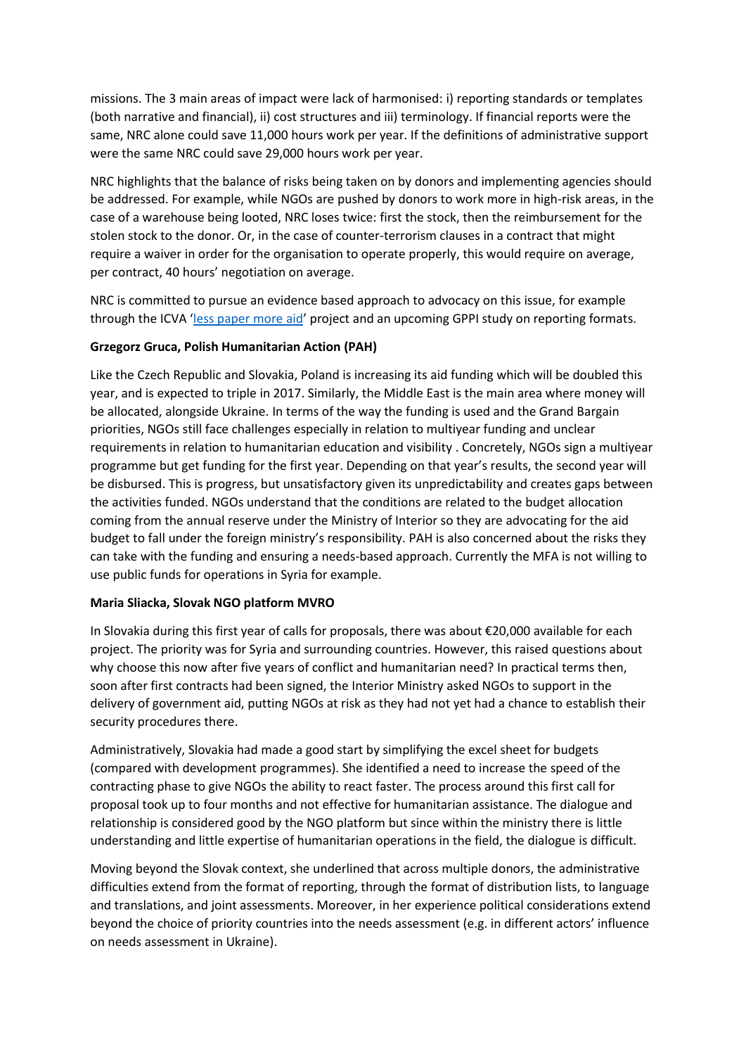missions. The 3 main areas of impact were lack of harmonised: i) reporting standards or templates (both narrative and financial), ii) cost structures and iii) terminology. If financial reports were the same, NRC alone could save 11,000 hours work per year. If the definitions of administrative support were the same NRC could save 29,000 hours work per year.

NRC highlights that the balance of risks being taken on by donors and implementing agencies should be addressed. For example, while NGOs are pushed by donors to work more in high-risk areas, in the case of a warehouse being looted, NRC loses twice: first the stock, then the reimbursement for the stolen stock to the donor. Or, in the case of counter-terrorism clauses in a contract that might require a waiver in order for the organisation to operate properly, this would require on average, per contract, 40 hours' negotiation on average.

NRC is committed to pursue an evidence based approach to advocacy on this issue, for example through the ICVA '[less paper more aid]' project and an upcoming GPPI study on reporting formats.

**Grzegorz Gruca, Polish Humanitarian Action (PAH)**

Like the Czech Republic and Slovakia, Poland is increasing its aid funding which will be doubled this year, and is expected to triple in 2017. Similarly, the Middle East is the main area where money will be allocated, alongside Ukraine. In terms of the way the funding is used and the Grand Bargain priorities, NGOs still face challenges especially in relation to multiyear funding and unclear requirements in relation to humanitarian education and visibility . Concretely, NGOs sign a multiyear programme but get funding for the first year. Depending on that year's results, the second year will be disbursed. This is progress, but unsatisfactory given its unpredictability and creates gaps between the activities funded. NGOs understand that the conditions are related to the budget allocation coming from the annual reserve under the Ministry of Interior so they are advocating for the aid budget to fall under the foreign ministry's responsibility. PAH is also concerned about the risks they can take with the funding and ensuring a needs-based approach. Currently the MFA is not willing to use public funds for operations in Syria for example.

**Maria Sliacka, Slovak NGO platform MVRO**

In Slovakia during this first year of calls for proposals, there was about €20,000 available for each project. The priority was for Syria and surrounding countries. However, this raised questions about why choose this now after five years of conflict and humanitarian need? In practical terms then, soon after first contracts had been signed, the Interior Ministry asked NGOs to support in the delivery of government aid, putting NGOs at risk as they had not yet had a chance to establish their security procedures there.

Administratively, Slovakia had made a good start by simplifying the excel sheet for budgets (compared with development programmes). She identified a need to increase the speed of the contracting phase to give NGOs the ability to react faster. The process around this first call for proposal took up to four months and not effective for humanitarian assistance. The dialogue and relationship is considered good by the NGO platform but since within the ministry there is little understanding and little expertise of humanitarian operations in the field, the dialogue is difficult.

Moving beyond the Slovak context, she underlined that across multiple donors, the administrative difficulties extend from the format of reporting, through the format of distribution lists, to language and translations, and joint assessments. Moreover, in her experience political considerations extend beyond the choice of priority countries into the needs assessment (e.g. in different actors' influence on needs assessment in Ukraine).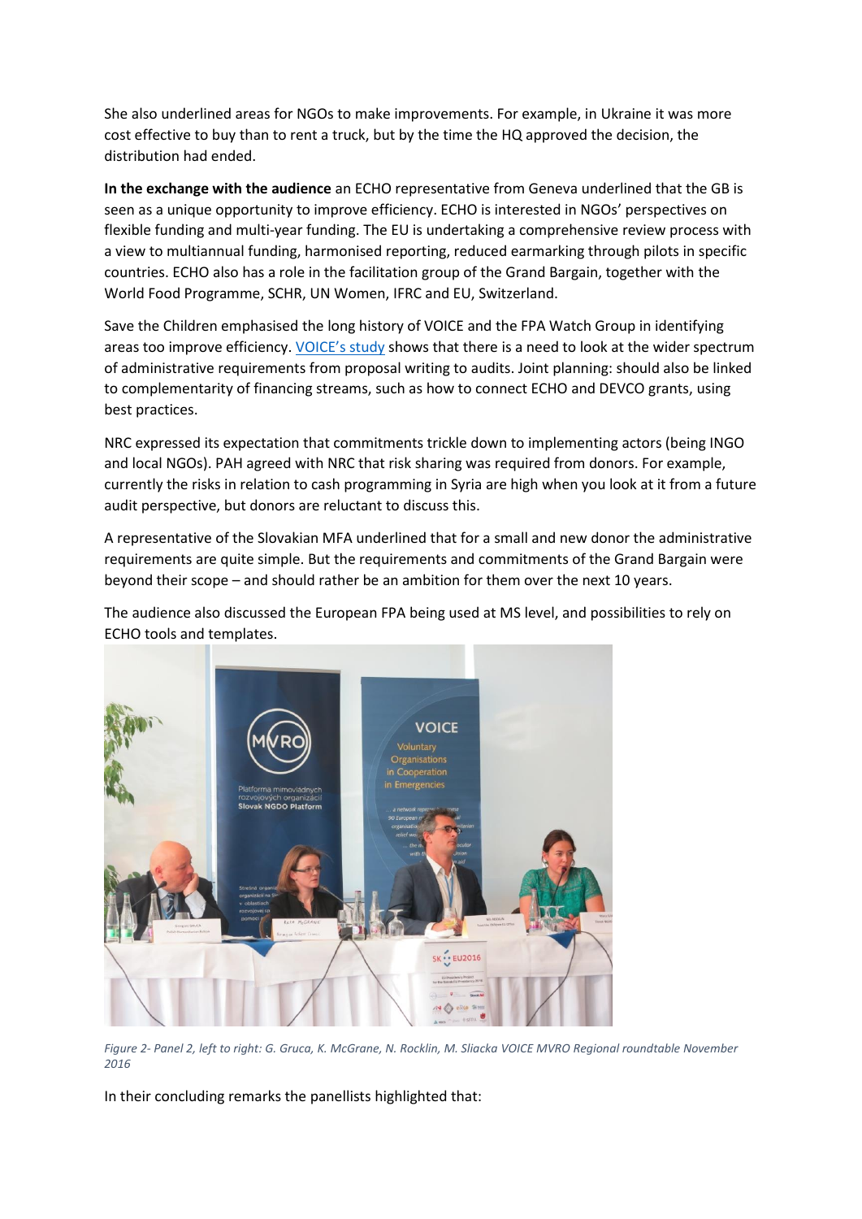She also underlined areas for NGOs to make improvements. For example, in Ukraine it was more cost effective to buy than to rent a truck, but by the time the HQ approved the decision, the distribution had ended.

**In the exchange with the audience** an ECHO representative from Geneva underlined that the GB is seen as a unique opportunity to improve efficiency. ECHO is interested in NGOs' perspectives on flexible funding and multi-year funding. The EU is undertaking a comprehensive review process with a view to multiannual funding, harmonised reporting, reduced earmarking through pilots in specific countries. ECHO also has a role in the facilitation group of the Grand Bargain, together with the World Food Programme, SCHR, UN Women, IFRC and EU, Switzerland.

Save the Children emphasised the long history of VOICE and the FPA Watch Group in identifying areas too improve efficiency. VOICE's study shows that there is a need to look at the wider spectrum of administrative requirements from proposal writing to audits. Joint planning: should also be linked to complementarity of financing streams, such as how to connect ECHO and DEVCO grants, using best practices.

NRC expressed its expectation that commitments trickle down to implementing actors (being INGO and local NGOs). PAH agreed with NRC that risk sharing was required from donors. For example, currently the risks in relation to cash programming in Syria are high when you look at it from a future audit perspective, but donors are reluctant to discuss this.

A representative of the Slovakian MFA underlined that for a small and new donor the administrative requirements are quite simple. But the requirements and commitments of the Grand Bargain were beyond their scope – and should rather be an ambition for them over the next 10 years.

The audience also discussed the European FPA being used at MS level, and possibilities to rely on ECHO tools and templates.

*Figure 2- Panel 2, left to right: G. Gruca, K. McGrane, N. Rocklin, M. Sliacka VOICE MVRO Regional roundtable November 2016*

In their concluding remarks the panellists highlighted that: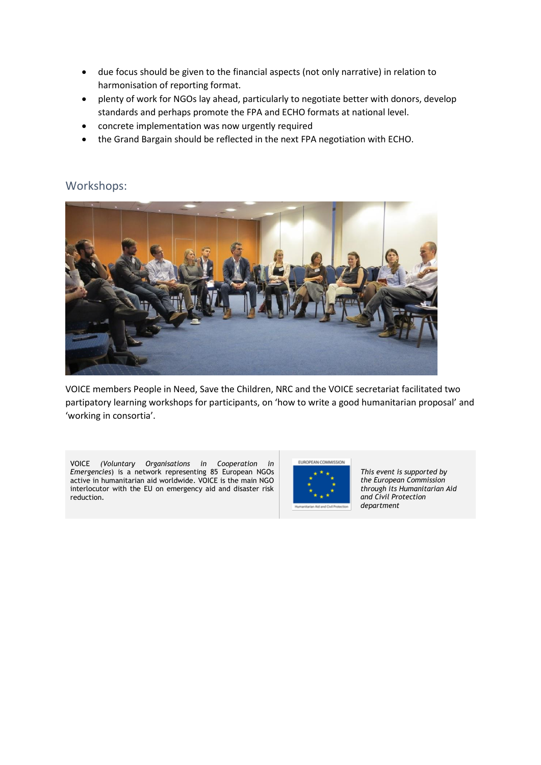- due focus should be given to the financial aspects (not only narrative) in relation to harmonisation of reporting format.
- plenty of work for NGOs lay ahead, particularly to negotiate better with donors, develop standards and perhaps promote the FPA and ECHO formats at national level.
- concrete implementation was now urgently required
- the Grand Bargain should be reflected in the next FPA negotiation with ECHO.

## Workshops:

VOICE members People in Need, Save the Children, NRC and the VOICE secretariat facilitated two partipatory learning workshops for participants, on 'how to write a good humanitarian proposal' and 'working in consortia'.

VOICE *(Voluntary Organisations in Cooperation in Emergencies)* is a network representing 85 European NGOs active in humanitarian aid worldwide. VOICE is the main NGO interlocutor with the EU on emergency aid and disaster risk reduction.

EUROPEAN COMMISSION

Humanitarian Aid and Civil Protection

*This event is supported by the European Commission through its Humanitarian Aid and Civil Protection department*